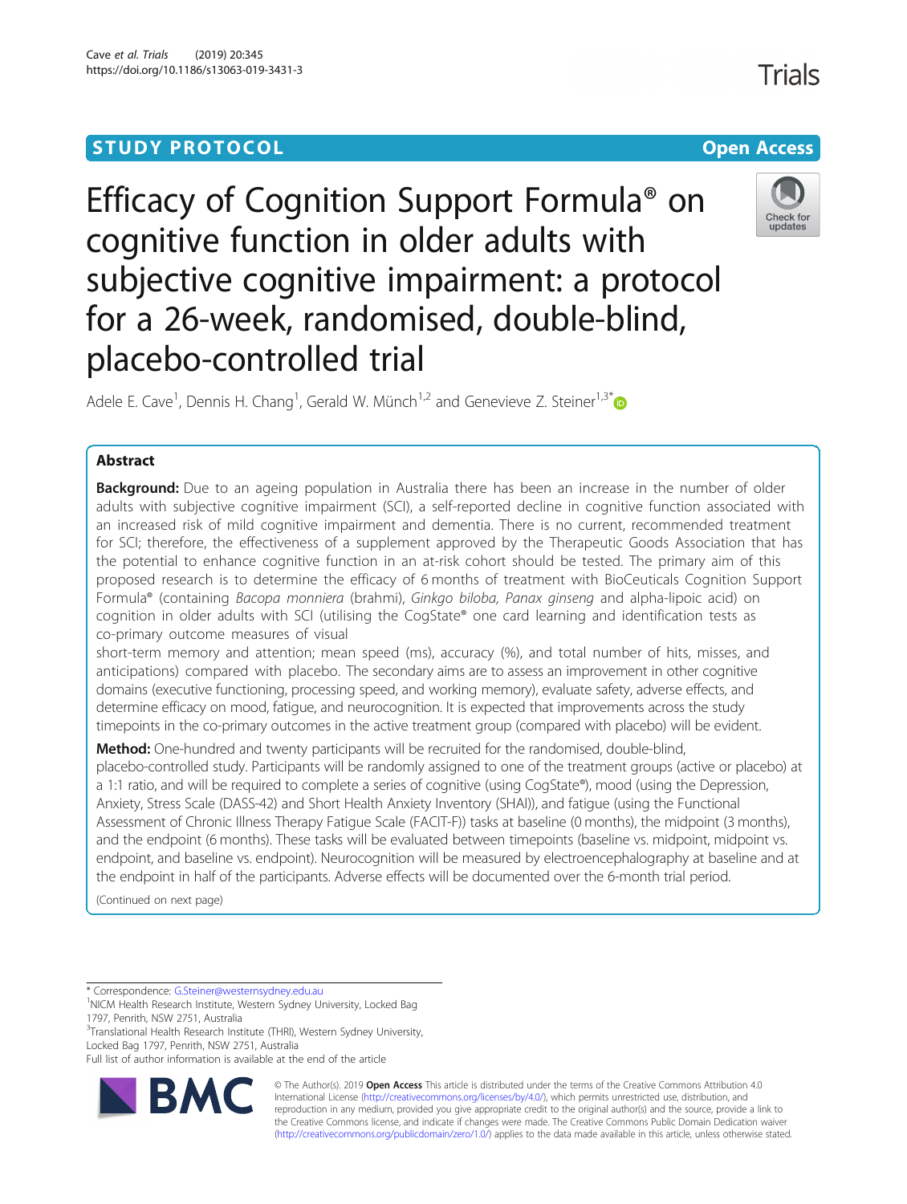## STUDY PROTOCOL

**Open Access**

# Efficacy of Cognition Support Formula® on cognitive function in older adults with subjective cognitive impairment: a protocol for a 26-week, randomised, double-blind, placebo-controlled trial

Adele E. Cave[1], Dennis H. Chang[1], Gerald W. Münch[1,2] and Genevieve Z. Steiner[1,3*]

## Abstract

**Background:** Due to an ageing population in Australia there has been an increase in the number of older adults with subjective cognitive impairment (SCI), a self-reported decline in cognitive function associated with an increased risk of mild cognitive impairment and dementia. There is no current, recommended treatment for SCI; therefore, the effectiveness of a supplement approved by the Therapeutic Goods Association that has the potential to enhance cognitive function in an at-risk cohort should be tested. The primary aim of this proposed research is to determine the efficacy of 6 months of treatment with BioCeuticals Cognition Support Formula® (containing *Bacopa monniera* (brahmi), *Ginkgo biloba, Panax ginseng* and alpha-lipoic acid) on cognition in older adults with SCI (utilising the CogState® one card learning and identification tests as co-primary outcome measures of visual short-term memory and attention; mean speed (ms), accuracy (%), and total number of hits, misses, and anticipations) compared with placebo. The secondary aims are to assess an improvement in other cognitive domains (executive functioning, processing speed, and working memory), evaluate safety, adverse effects, and determine efficacy on mood, fatigue, and neurocognition. It is expected that improvements across the study timepoints in the co-primary outcomes in the active treatment group (compared with placebo) will be evident.

**Method:** One-hundred and twenty participants will be recruited for the randomised, double-blind, placebo-controlled study. Participants will be randomly assigned to one of the treatment groups (active or placebo) at a 1:1 ratio, and will be required to complete a series of cognitive (using CogState®), mood (using the Depression, Anxiety, Stress Scale (DASS-42) and Short Health Anxiety Inventory (SHAI)), and fatigue (using the Functional Assessment of Chronic Illness Therapy Fatigue Scale (FACIT-F)) tasks at baseline (0 months), the midpoint (3 months), and the endpoint (6 months). These tasks will be evaluated between timepoints (baseline vs. midpoint, midpoint vs. endpoint, and baseline vs. endpoint). Neurocognition will be measured by electroencephalography at baseline and at the endpoint in half of the participants. Adverse effects will be documented over the 6-month trial period.

(Continued on next page)

---

\* Correspondence: G.Steiner@westernsydney.edu.au
[1]NICM Health Research Institute, Western Sydney University, Locked Bag 1797, Penrith, NSW 2751, Australia
[3]Translational Health Research Institute (THRI), Western Sydney University, Locked Bag 1797, Penrith, NSW 2751, Australia
Full list of author information is available at the end of the article

© The Author(s). 2019 **Open Access** This article is distributed under the terms of the Creative Commons Attribution 4.0 International License (http://creativecommons.org/licenses/by/4.0/), which permits unrestricted use, distribution, and reproduction in any medium, provided you give appropriate credit to the original author(s) and the source, provide a link to the Creative Commons license, and indicate if changes were made. The Creative Commons Public Domain Dedication waiver (http://creativecommons.org/publicdomain/zero/1.0/) applies to the data made available in this article, unless otherwise stated.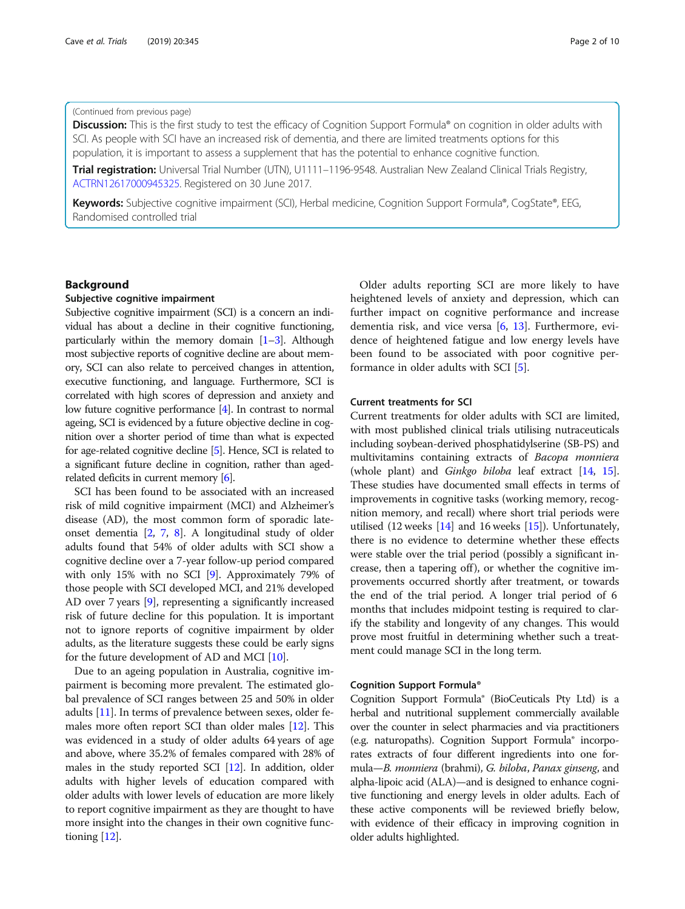(Continued from previous page)

**Discussion:** This is the first study to test the efficacy of Cognition Support Formula® on cognition in older adults with SCI. As people with SCI have an increased risk of dementia, and there are limited treatments options for this population, it is important to assess a supplement that has the potential to enhance cognitive function.

**Trial registration:** Universal Trial Number (UTN), U1111–1196-9548. Australian New Zealand Clinical Trials Registry, ACTRN12617000945325. Registered on 30 June 2017.

**Keywords:** Subjective cognitive impairment (SCI), Herbal medicine, Cognition Support Formula®, CogState®, EEG, Randomised controlled trial

## Background

### Subjective cognitive impairment

Subjective cognitive impairment (SCI) is a concern an individual has about a decline in their cognitive functioning, particularly within the memory domain [1–3]. Although most subjective reports of cognitive decline are about memory, SCI can also relate to perceived changes in attention, executive functioning, and language. Furthermore, SCI is correlated with high scores of depression and anxiety and low future cognitive performance [4]. In contrast to normal ageing, SCI is evidenced by a future objective decline in cognition over a shorter period of time than what is expected for age-related cognitive decline [5]. Hence, SCI is related to a significant future decline in cognition, rather than aged-related deficits in current memory [6].

SCI has been found to be associated with an increased risk of mild cognitive impairment (MCI) and Alzheimer's disease (AD), the most common form of sporadic late-onset dementia [2, 7, 8]. A longitudinal study of older adults found that 54% of older adults with SCI show a cognitive decline over a 7-year follow-up period compared with only 15% with no SCI [9]. Approximately 79% of those people with SCI developed MCI, and 21% developed AD over 7 years [9], representing a significantly increased risk of future decline for this population. It is important not to ignore reports of cognitive impairment by older adults, as the literature suggests these could be early signs for the future development of AD and MCI [10].

Due to an ageing population in Australia, cognitive impairment is becoming more prevalent. The estimated global prevalence of SCI ranges between 25 and 50% in older adults [11]. In terms of prevalence between sexes, older females more often report SCI than older males [12]. This was evidenced in a study of older adults 64 years of age and above, where 35.2% of females compared with 28% of males in the study reported SCI [12]. In addition, older adults with higher levels of education compared with older adults with lower levels of education are more likely to report cognitive impairment as they are thought to have more insight into the changes in their own cognitive functioning [12].

Older adults reporting SCI are more likely to have heightened levels of anxiety and depression, which can further impact on cognitive performance and increase dementia risk, and vice versa [6, 13]. Furthermore, evidence of heightened fatigue and low energy levels have been found to be associated with poor cognitive performance in older adults with SCI [5].

### Current treatments for SCI

Current treatments for older adults with SCI are limited, with most published clinical trials utilising nutraceuticals including soybean-derived phosphatidylserine (SB-PS) and multivitamins containing extracts of *Bacopa monniera* (whole plant) and *Ginkgo biloba* leaf extract [14, 15]. These studies have documented small effects in terms of improvements in cognitive tasks (working memory, recognition memory, and recall) where short trial periods were utilised (12 weeks [14] and 16 weeks [15]). Unfortunately, there is no evidence to determine whether these effects were stable over the trial period (possibly a significant increase, then a tapering off), or whether the cognitive improvements occurred shortly after treatment, or towards the end of the trial period. A longer trial period of 6 months that includes midpoint testing is required to clarify the stability and longevity of any changes. This would prove most fruitful in determining whether such a treatment could manage SCI in the long term.

### Cognition Support Formula®

Cognition Support Formula® (BioCeuticals Pty Ltd) is a herbal and nutritional supplement commercially available over the counter in select pharmacies and via practitioners (e.g. naturopaths). Cognition Support Formula® incorporates extracts of four different ingredients into one formula—*B. monniera* (brahmi), *G. biloba*, *Panax ginseng*, and alpha-lipoic acid (ALA)—and is designed to enhance cognitive functioning and energy levels in older adults. Each of these active components will be reviewed briefly below, with evidence of their efficacy in improving cognition in older adults highlighted.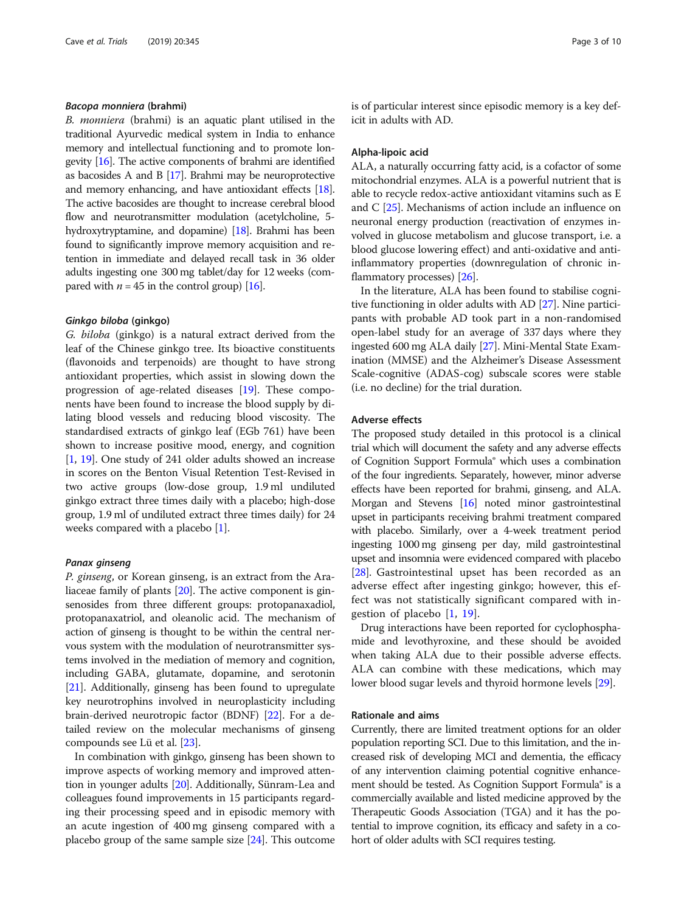#### *Bacopa monniera* (brahmi)

*B. monniera* (brahmi) is an aquatic plant utilised in the traditional Ayurvedic medical system in India to enhance memory and intellectual functioning and to promote longevity [16]. The active components of brahmi are identified as bacosides A and B [17]. Brahmi may be neuroprotective and memory enhancing, and have antioxidant effects [18]. The active bacosides are thought to increase cerebral blood flow and neurotransmitter modulation (acetylcholine, 5-hydroxytryptamine, and dopamine) [18]. Brahmi has been found to significantly improve memory acquisition and retention in immediate and delayed recall task in 36 older adults ingesting one 300 mg tablet/day for 12 weeks (compared with $n = 45$ in the control group) [16].

#### *Ginkgo biloba* (ginkgo)

*G. biloba* (ginkgo) is a natural extract derived from the leaf of the Chinese ginkgo tree. Its bioactive constituents (flavonoids and terpenoids) are thought to have strong antioxidant properties, which assist in slowing down the progression of age-related diseases [19]. These components have been found to increase the blood supply by dilating blood vessels and reducing blood viscosity. The standardised extracts of ginkgo leaf (EGb 761) have been shown to increase positive mood, energy, and cognition [1, 19]. One study of 241 older adults showed an increase in scores on the Benton Visual Retention Test-Revised in two active groups (low-dose group, 1.9 ml undiluted ginkgo extract three times daily with a placebo; high-dose group, 1.9 ml of undiluted extract three times daily) for 24 weeks compared with a placebo [1].

#### *Panax ginseng*

*P. ginseng*, or Korean ginseng, is an extract from the Araliaceae family of plants [20]. The active component is ginsenosides from three different groups: protopanaxadiol, protopanaxatriol, and oleanolic acid. The mechanism of action of ginseng is thought to be within the central nervous system with the modulation of neurotransmitter systems involved in the mediation of memory and cognition, including GABA, glutamate, dopamine, and serotonin [21]. Additionally, ginseng has been found to upregulate key neurotrophins involved in neuroplasticity including brain-derived neurotropic factor (BDNF) [22]. For a detailed review on the molecular mechanisms of ginseng compounds see Lü et al. [23].

In combination with ginkgo, ginseng has been shown to improve aspects of working memory and improved attention in younger adults [20]. Additionally, Sünram-Lea and colleagues found improvements in 15 participants regarding their processing speed and in episodic memory with an acute ingestion of 400 mg ginseng compared with a placebo group of the same sample size [24]. This outcome is of particular interest since episodic memory is a key deficit in adults with AD.

#### Alpha-lipoic acid

ALA, a naturally occurring fatty acid, is a cofactor of some mitochondrial enzymes. ALA is a powerful nutrient that is able to recycle redox-active antioxidant vitamins such as E and C [25]. Mechanisms of action include an influence on neuronal energy production (reactivation of enzymes involved in glucose metabolism and glucose transport, i.e. a blood glucose lowering effect) and anti-oxidative and anti-inflammatory properties (downregulation of chronic inflammatory processes) [26].

In the literature, ALA has been found to stabilise cognitive functioning in older adults with AD [27]. Nine participants with probable AD took part in a non-randomised open-label study for an average of 337 days where they ingested 600 mg ALA daily [27]. Mini-Mental State Examination (MMSE) and the Alzheimer's Disease Assessment Scale-cognitive (ADAS-cog) subscale scores were stable (i.e. no decline) for the trial duration.

#### Adverse effects

The proposed study detailed in this protocol is a clinical trial which will document the safety and any adverse effects of Cognition Support Formula® which uses a combination of the four ingredients. Separately, however, minor adverse effects have been reported for brahmi, ginseng, and ALA. Morgan and Stevens [16] noted minor gastrointestinal upset in participants receiving brahmi treatment compared with placebo. Similarly, over a 4-week treatment period ingesting 1000 mg ginseng per day, mild gastrointestinal upset and insomnia were evidenced compared with placebo [28]. Gastrointestinal upset has been recorded as an adverse effect after ingesting ginkgo; however, this effect was not statistically significant compared with ingestion of placebo [1, 19].

Drug interactions have been reported for cyclophosphamide and levothyroxine, and these should be avoided when taking ALA due to their possible adverse effects. ALA can combine with these medications, which may lower blood sugar levels and thyroid hormone levels [29].

#### Rationale and aims

Currently, there are limited treatment options for an older population reporting SCI. Due to this limitation, and the increased risk of developing MCI and dementia, the efficacy of any intervention claiming potential cognitive enhancement should be tested. As Cognition Support Formula® is a commercially available and listed medicine approved by the Therapeutic Goods Association (TGA) and it has the potential to improve cognition, its efficacy and safety in a cohort of older adults with SCI requires testing.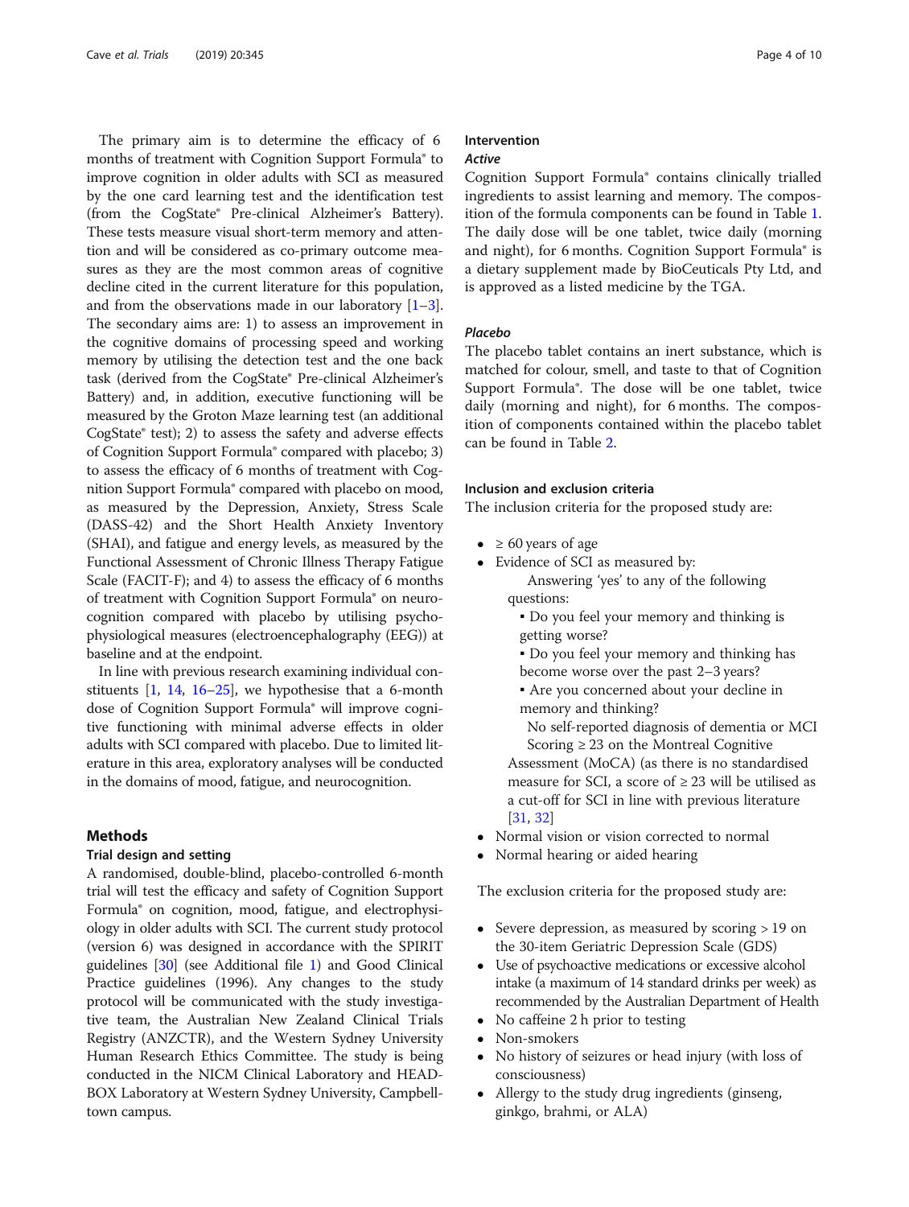The primary aim is to determine the efficacy of 6 months of treatment with Cognition Support Formula® to improve cognition in older adults with SCI as measured by the one card learning test and the identification test (from the CogState® Pre-clinical Alzheimer's Battery). These tests measure visual short-term memory and attention and will be considered as co-primary outcome measures as they are the most common areas of cognitive decline cited in the current literature for this population, and from the observations made in our laboratory [1–3]. The secondary aims are: 1) to assess an improvement in the cognitive domains of processing speed and working memory by utilising the detection test and the one back task (derived from the CogState® Pre-clinical Alzheimer's Battery) and, in addition, executive functioning will be measured by the Groton Maze learning test (an additional CogState® test); 2) to assess the safety and adverse effects of Cognition Support Formula® compared with placebo; 3) to assess the efficacy of 6 months of treatment with Cognition Support Formula® compared with placebo on mood, as measured by the Depression, Anxiety, Stress Scale (DASS-42) and the Short Health Anxiety Inventory (SHAI), and fatigue and energy levels, as measured by the Functional Assessment of Chronic Illness Therapy Fatigue Scale (FACIT-F); and 4) to assess the efficacy of 6 months of treatment with Cognition Support Formula® on neurocognition compared with placebo by utilising psychophysiological measures (electroencephalography (EEG)) at baseline and at the endpoint.

In line with previous research examining individual constituents [1, 14, 16–25], we hypothesise that a 6-month dose of Cognition Support Formula® will improve cognitive functioning with minimal adverse effects in older adults with SCI compared with placebo. Due to limited literature in this area, exploratory analyses will be conducted in the domains of mood, fatigue, and neurocognition.

## Methods

### Trial design and setting

A randomised, double-blind, placebo-controlled 6-month trial will test the efficacy and safety of Cognition Support Formula® on cognition, mood, fatigue, and electrophysiology in older adults with SCI. The current study protocol (version 6) was designed in accordance with the SPIRIT guidelines [30] (see Additional file 1) and Good Clinical Practice guidelines (1996). Any changes to the study protocol will be communicated with the study investigative team, the Australian New Zealand Clinical Trials Registry (ANZCTR), and the Western Sydney University Human Research Ethics Committee. The study is being conducted in the NICM Clinical Laboratory and HEADBOX Laboratory at Western Sydney University, Campbelltown campus.

### Intervention

#### *Active*

Cognition Support Formula® contains clinically trialled ingredients to assist learning and memory. The composition of the formula components can be found in Table 1. The daily dose will be one tablet, twice daily (morning and night), for 6 months. Cognition Support Formula® is a dietary supplement made by BioCeuticals Pty Ltd, and is approved as a listed medicine by the TGA.

#### *Placebo*

The placebo tablet contains an inert substance, which is matched for colour, smell, and taste to that of Cognition Support Formula®. The dose will be one tablet, twice daily (morning and night), for 6 months. The composition of components contained within the placebo tablet can be found in Table 2.

### Inclusion and exclusion criteria

The inclusion criteria for the proposed study are:

- ≥ 60 years of age
- Evidence of SCI as measured by:
  - Answering 'yes' to any of the following questions:
    - Do you feel your memory and thinking is getting worse?
    - Do you feel your memory and thinking has become worse over the past 2–3 years?
    - Are you concerned about your decline in memory and thinking?
  - No self-reported diagnosis of dementia or MCI
  - Scoring ≥ 23 on the Montreal Cognitive Assessment (MoCA) (as there is no standardised measure for SCI, a score of ≥ 23 will be utilised as a cut-off for SCI in line with previous literature [31, 32]
- Normal vision or vision corrected to normal
- Normal hearing or aided hearing

The exclusion criteria for the proposed study are:

- Severe depression, as measured by scoring > 19 on the 30-item Geriatric Depression Scale (GDS)
- Use of psychoactive medications or excessive alcohol intake (a maximum of 14 standard drinks per week) as recommended by the Australian Department of Health
- No caffeine 2 h prior to testing
- Non-smokers
- No history of seizures or head injury (with loss of consciousness)
- Allergy to the study drug ingredients (ginseng, ginkgo, brahmi, or ALA)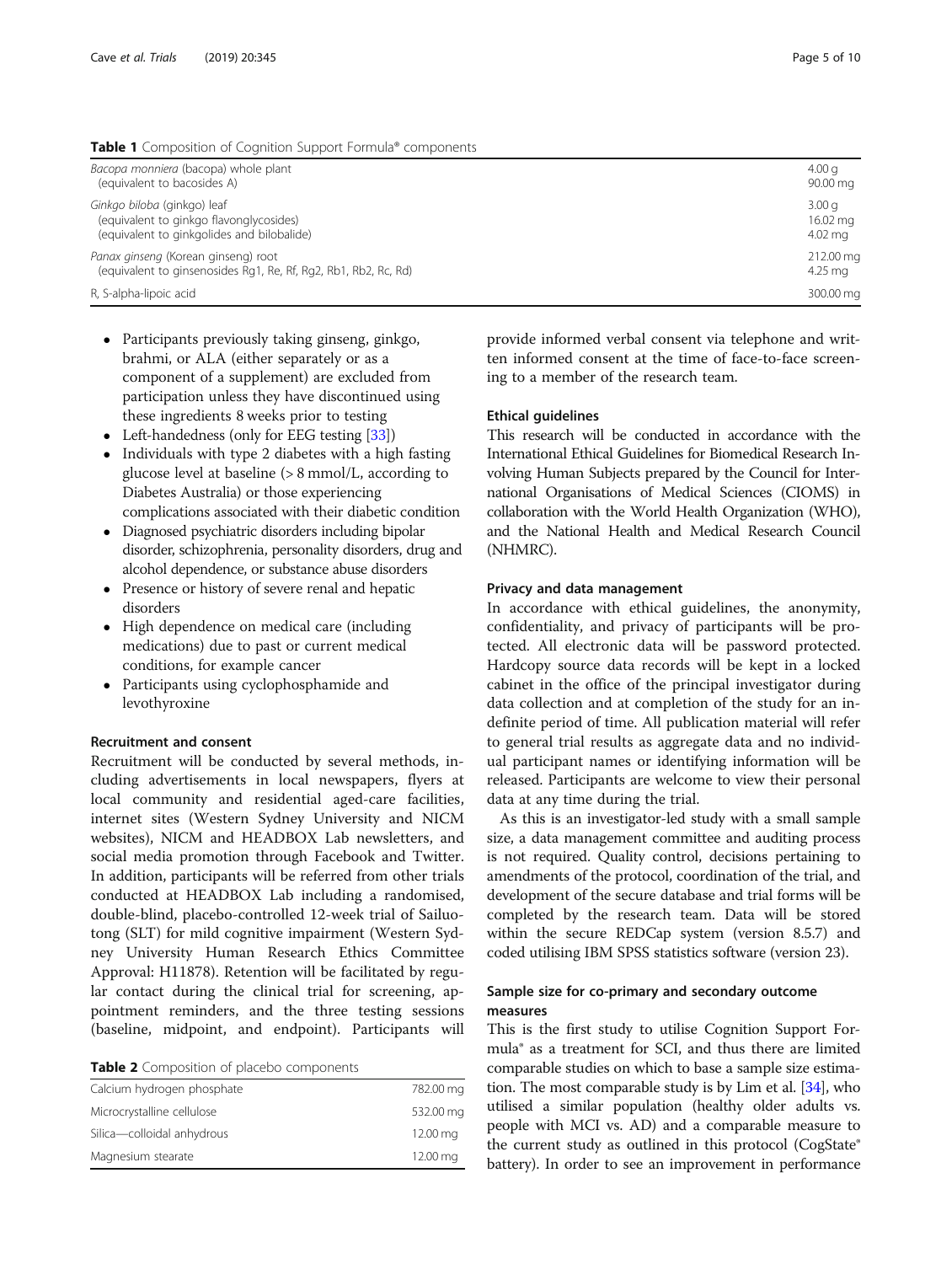**Table 1** Composition of Cognition Support Formula® components

| Component | Amount |
|---|---|
| *Bacopa monniera* (bacopa) whole plant<br>(equivalent to bacosides A) | 4.00 g<br>90.00 mg |
| *Ginkgo biloba* (ginkgo) leaf<br>(equivalent to ginkgo flavonglycosides)<br>(equivalent to ginkgolides and bilobalide) | 3.00 g<br>16.02 mg<br>4.02 mg |
| *Panax ginseng* (Korean ginseng) root<br>(equivalent to ginsenosides Rg1, Re, Rf, Rg2, Rb1, Rb2, Rc, Rd) | 212.00 mg<br>4.25 mg |
| R, S-alpha-lipoic acid | 300.00 mg |

- Participants previously taking ginseng, ginkgo, brahmi, or ALA (either separately or as a component of a supplement) are excluded from participation unless they have discontinued using these ingredients 8 weeks prior to testing
- Left-handedness (only for EEG testing [33])
- Individuals with type 2 diabetes with a high fasting glucose level at baseline (> 8 mmol/L, according to Diabetes Australia) or those experiencing complications associated with their diabetic condition
- Diagnosed psychiatric disorders including bipolar disorder, schizophrenia, personality disorders, drug and alcohol dependence, or substance abuse disorders
- Presence or history of severe renal and hepatic disorders
- High dependence on medical care (including medications) due to past or current medical conditions, for example cancer
- Participants using cyclophosphamide and levothyroxine

#### Recruitment and consent

Recruitment will be conducted by several methods, including advertisements in local newspapers, flyers at local community and residential aged-care facilities, internet sites (Western Sydney University and NICM websites), NICM and HEADBOX Lab newsletters, and social media promotion through Facebook and Twitter. In addition, participants will be referred from other trials conducted at HEADBOX Lab including a randomised, double-blind, placebo-controlled 12-week trial of Sailuotong (SLT) for mild cognitive impairment (Western Sydney University Human Research Ethics Committee Approval: H11878). Retention will be facilitated by regular contact during the clinical trial for screening, appointment reminders, and the three testing sessions (baseline, midpoint, and endpoint). Participants will provide informed verbal consent via telephone and written informed consent at the time of face-to-face screening to a member of the research team.

**Table 2** Composition of placebo components

| Component | Amount |
|---|---|
| Calcium hydrogen phosphate | 782.00 mg |
| Microcrystalline cellulose | 532.00 mg |
| Silica—colloidal anhydrous | 12.00 mg |
| Magnesium stearate | 12.00 mg |

#### Ethical guidelines

This research will be conducted in accordance with the International Ethical Guidelines for Biomedical Research Involving Human Subjects prepared by the Council for International Organisations of Medical Sciences (CIOMS) in collaboration with the World Health Organization (WHO), and the National Health and Medical Research Council (NHMRC).

#### Privacy and data management

In accordance with ethical guidelines, the anonymity, confidentiality, and privacy of participants will be protected. All electronic data will be password protected. Hardcopy source data records will be kept in a locked cabinet in the office of the principal investigator during data collection and at completion of the study for an indefinite period of time. All publication material will refer to general trial results as aggregate data and no individual participant names or identifying information will be released. Participants are welcome to view their personal data at any time during the trial.

As this is an investigator-led study with a small sample size, a data management committee and auditing process is not required. Quality control, decisions pertaining to amendments of the protocol, coordination of the trial, and development of the secure database and trial forms will be completed by the research team. Data will be stored within the secure REDCap system (version 8.5.7) and coded utilising IBM SPSS statistics software (version 23).

### Sample size for co-primary and secondary outcome measures

This is the first study to utilise Cognition Support Formula® as a treatment for SCI, and thus there are limited comparable studies on which to base a sample size estimation. The most comparable study is by Lim et al. [34], who utilised a similar population (healthy older adults vs. people with MCI vs. AD) and a comparable measure to the current study as outlined in this protocol (CogState® battery). In order to see an improvement in performance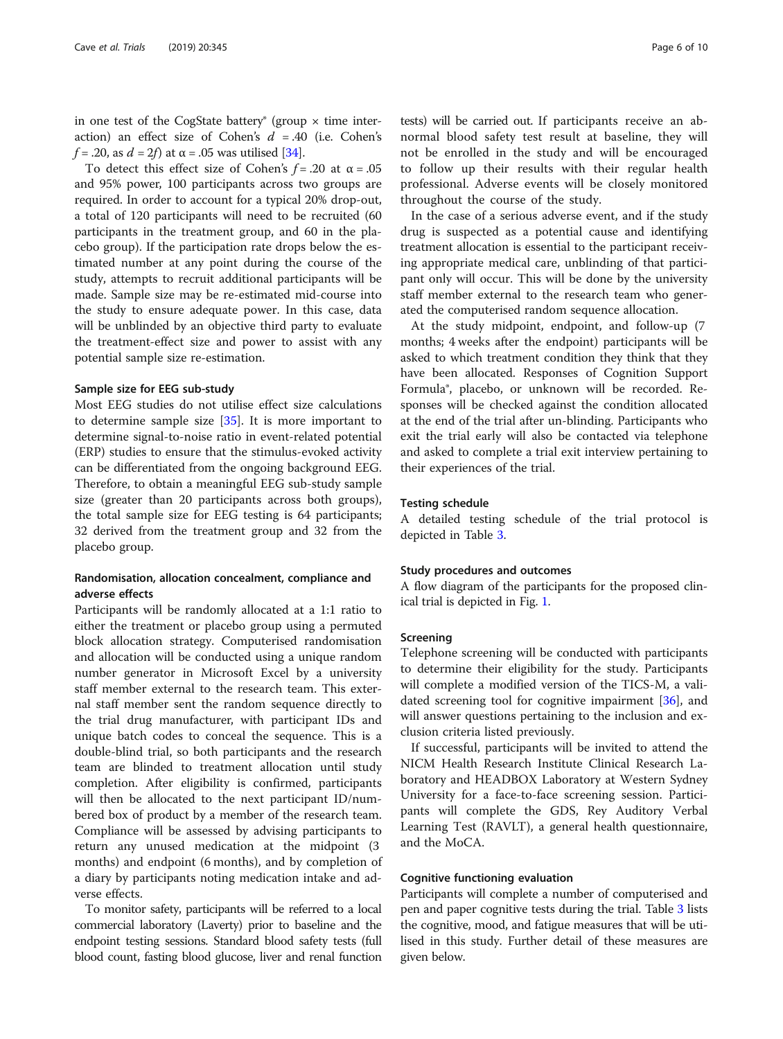in one test of the CogState battery® (group × time interaction) an effect size of Cohen's $d = .40$ (i.e. Cohen's $f = .20$, as $d = 2f$) at $\alpha = .05$ was utilised [34].

To detect this effect size of Cohen's $f = .20$ at $\alpha = .05$ and 95% power, 100 participants across two groups are required. In order to account for a typical 20% drop-out, a total of 120 participants will need to be recruited (60 participants in the treatment group, and 60 in the placebo group). If the participation rate drops below the estimated number at any point during the course of the study, attempts to recruit additional participants will be made. Sample size may be re-estimated mid-course into the study to ensure adequate power. In this case, data will be unblinded by an objective third party to evaluate the treatment-effect size and power to assist with any potential sample size re-estimation.

### Sample size for EEG sub-study

Most EEG studies do not utilise effect size calculations to determine sample size [35]. It is more important to determine signal-to-noise ratio in event-related potential (ERP) studies to ensure that the stimulus-evoked activity can be differentiated from the ongoing background EEG. Therefore, to obtain a meaningful EEG sub-study sample size (greater than 20 participants across both groups), the total sample size for EEG testing is 64 participants; 32 derived from the treatment group and 32 from the placebo group.

### Randomisation, allocation concealment, compliance and adverse effects

Participants will be randomly allocated at a 1:1 ratio to either the treatment or placebo group using a permuted block allocation strategy. Computerised randomisation and allocation will be conducted using a unique random number generator in Microsoft Excel by a university staff member external to the research team. This external staff member sent the random sequence directly to the trial drug manufacturer, with participant IDs and unique batch codes to conceal the sequence. This is a double-blind trial, so both participants and the research team are blinded to treatment allocation until study completion. After eligibility is confirmed, participants will then be allocated to the next participant ID/numbered box of product by a member of the research team. Compliance will be assessed by advising participants to return any unused medication at the midpoint (3 months) and endpoint (6 months), and by completion of a diary by participants noting medication intake and adverse effects.

To monitor safety, participants will be referred to a local commercial laboratory (Laverty) prior to baseline and the endpoint testing sessions. Standard blood safety tests (full blood count, fasting blood glucose, liver and renal function tests) will be carried out. If participants receive an abnormal blood safety test result at baseline, they will not be enrolled in the study and will be encouraged to follow up their results with their regular health professional. Adverse events will be closely monitored throughout the course of the study.

In the case of a serious adverse event, and if the study drug is suspected as a potential cause and identifying treatment allocation is essential to the participant receiving appropriate medical care, unblinding of that participant only will occur. This will be done by the university staff member external to the research team who generated the computerised random sequence allocation.

At the study midpoint, endpoint, and follow-up (7 months; 4 weeks after the endpoint) participants will be asked to which treatment condition they think that they have been allocated. Responses of Cognition Support Formula®, placebo, or unknown will be recorded. Responses will be checked against the condition allocated at the end of the trial after un-blinding. Participants who exit the trial early will also be contacted via telephone and asked to complete a trial exit interview pertaining to their experiences of the trial.

### Testing schedule

A detailed testing schedule of the trial protocol is depicted in Table 3.

### Study procedures and outcomes

A flow diagram of the participants for the proposed clinical trial is depicted in Fig. 1.

### Screening

Telephone screening will be conducted with participants to determine their eligibility for the study. Participants will complete a modified version of the TICS-M, a validated screening tool for cognitive impairment [36], and will answer questions pertaining to the inclusion and exclusion criteria listed previously.

If successful, participants will be invited to attend the NICM Health Research Institute Clinical Research Laboratory and HEADBOX Laboratory at Western Sydney University for a face-to-face screening session. Participants will complete the GDS, Rey Auditory Verbal Learning Test (RAVLT), a general health questionnaire, and the MoCA.

### Cognitive functioning evaluation

Participants will complete a number of computerised and pen and paper cognitive tests during the trial. Table 3 lists the cognitive, mood, and fatigue measures that will be utilised in this study. Further detail of these measures are given below.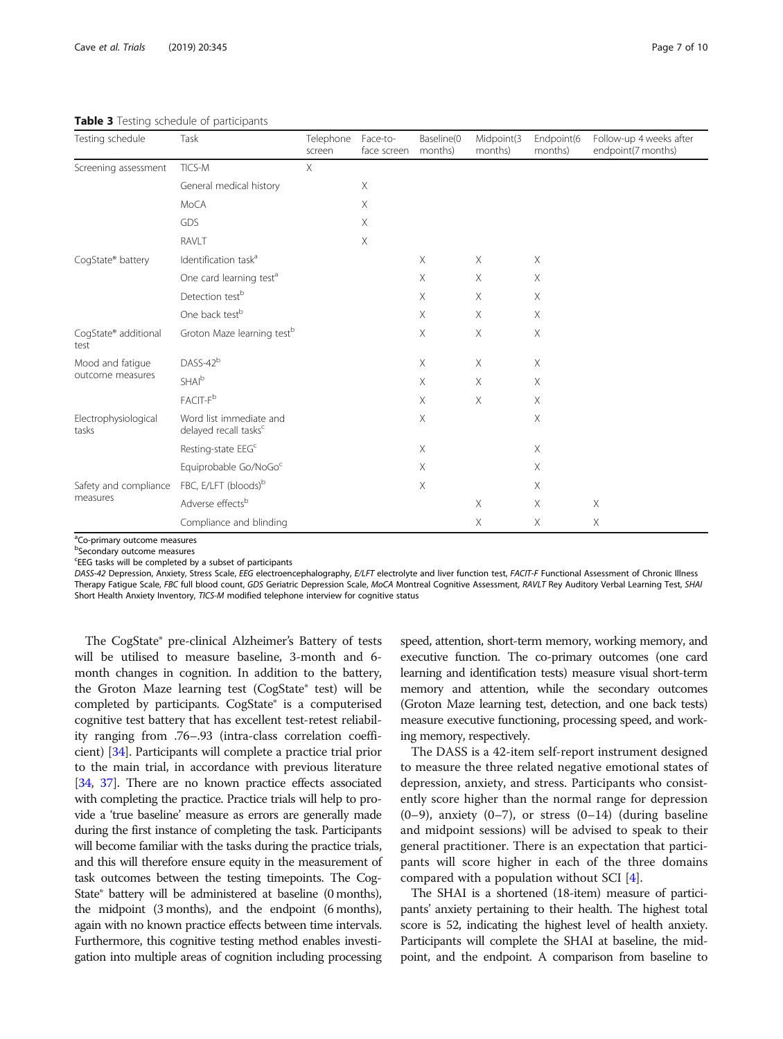**Table 3** Testing schedule of participants

| Testing schedule | Task | Telephone screen | Face-to-face screen | Baseline(0 months) | Midpoint(3 months) | Endpoint(6 months) | Follow-up 4 weeks after endpoint(7 months) |
|---|---|---|---|---|---|---|---|
| Screening assessment | TICS-M | X | | | | | |
| | General medical history | | X | | | | |
| | MoCA | | X | | | | |
| | GDS | | X | | | | |
| | RAVLT | | X | | | | |
| CogState® battery | Identification task[a] | | | X | X | X | |
| | One card learning test[a] | | | X | X | X | |
| | Detection test[b] | | | X | X | X | |
| | One back test[b] | | | X | X | X | |
| CogState® additional test | Groton Maze learning test[b] | | | X | X | X | |
| Mood and fatigue outcome measures | DASS-42[b] | | | X | X | X | |
| | SHAI[b] | | | X | X | X | |
| | FACIT-F[b] | | | X | X | X | |
| Electrophysiological tasks | Word list immediate and delayed recall tasks[c] | | | X | | X | |
| | Resting-state EEG[c] | | | X | | X | |
| | Equiprobable Go/NoGo[c] | | | X | | X | |
| Safety and compliance measures | FBC, E/LFT (bloods)[b] | | | X | | X | |
| | Adverse effects[b] | | | | X | X | X |
| | Compliance and blinding | | | | X | X | X |

[a]Co-primary outcome measures
[b]Secondary outcome measures
[c]EEG tasks will be completed by a subset of participants
*DASS-42* Depression, Anxiety, Stress Scale, *EEG* electroencephalography, *E/LFT* electrolyte and liver function test, *FACIT-F* Functional Assessment of Chronic Illness Therapy Fatigue Scale, *FBC* full blood count, *GDS* Geriatric Depression Scale, *MoCA* Montreal Cognitive Assessment, *RAVLT* Rey Auditory Verbal Learning Test, *SHAI* Short Health Anxiety Inventory, *TICS-M* modified telephone interview for cognitive status

The CogState® pre-clinical Alzheimer's Battery of tests will be utilised to measure baseline, 3-month and 6-month changes in cognition. In addition to the battery, the Groton Maze learning test (CogState® test) will be completed by participants. CogState® is a computerised cognitive test battery that has excellent test-retest reliability ranging from .76–.93 (intra-class correlation coefficient) [34]. Participants will complete a practice trial prior to the main trial, in accordance with previous literature [34, 37]. There are no known practice effects associated with completing the practice. Practice trials will help to provide a 'true baseline' measure as errors are generally made during the first instance of completing the task. Participants will become familiar with the tasks during the practice trials, and this will therefore ensure equity in the measurement of task outcomes between the testing timepoints. The CogState® battery will be administered at baseline (0 months), the midpoint (3 months), and the endpoint (6 months), again with no known practice effects between time intervals. Furthermore, this cognitive testing method enables investigation into multiple areas of cognition including processing speed, attention, short-term memory, working memory, and executive function. The co-primary outcomes (one card learning and identification tests) measure visual short-term memory and attention, while the secondary outcomes (Groton Maze learning test, detection, and one back tests) measure executive functioning, processing speed, and working memory, respectively.

The DASS is a 42-item self-report instrument designed to measure the three related negative emotional states of depression, anxiety, and stress. Participants who consistently score higher than the normal range for depression (0–9), anxiety (0–7), or stress (0–14) (during baseline and midpoint sessions) will be advised to speak to their general practitioner. There is an expectation that participants will score higher in each of the three domains compared with a population without SCI [4].

The SHAI is a shortened (18-item) measure of participants' anxiety pertaining to their health. The highest total score is 52, indicating the highest level of health anxiety. Participants will complete the SHAI at baseline, the midpoint, and the endpoint. A comparison from baseline to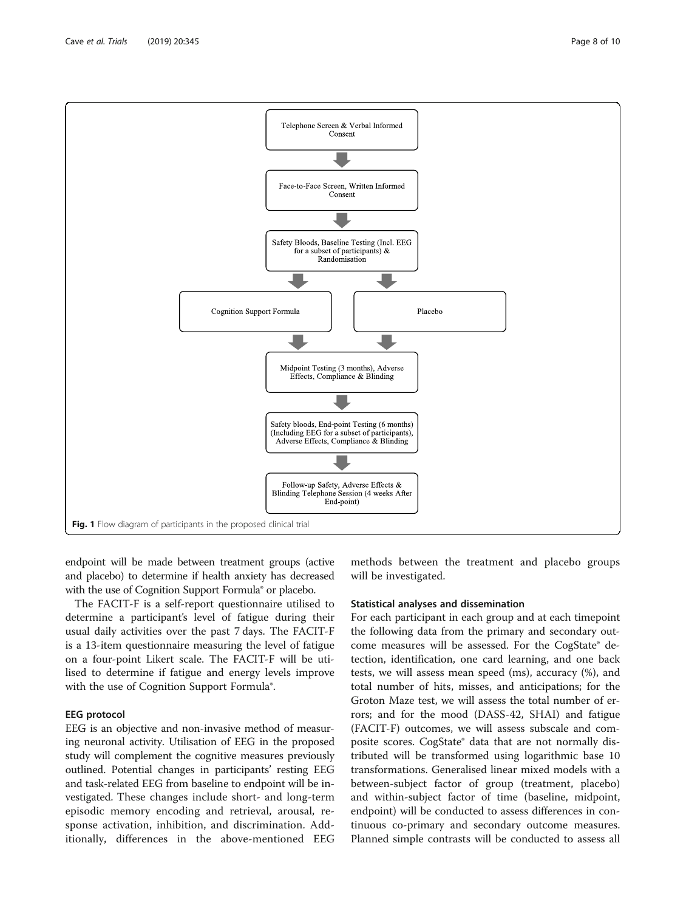Telephone Screen & Verbal Informed Consent

Face-to-Face Screen, Written Informed Consent

Safety Bloods, Baseline Testing (Incl. EEG for a subset of participants) & Randomisation

Cognition Support Formula

Placebo

Midpoint Testing (3 months), Adverse Effects, Compliance & Blinding

Safety bloods, End-point Testing (6 months) (Including EEG for a subset of participants), Adverse Effects, Compliance & Blinding

Follow-up Safety, Adverse Effects & Blinding Telephone Session (4 weeks After End-point)

**Fig. 1** Flow diagram of participants in the proposed clinical trial

endpoint will be made between treatment groups (active and placebo) to determine if health anxiety has decreased with the use of Cognition Support Formula® or placebo.

The FACIT-F is a self-report questionnaire utilised to determine a participant's level of fatigue during their usual daily activities over the past 7 days. The FACIT-F is a 13-item questionnaire measuring the level of fatigue on a four-point Likert scale. The FACIT-F will be utilised to determine if fatigue and energy levels improve with the use of Cognition Support Formula®.

### EEG protocol

EEG is an objective and non-invasive method of measuring neuronal activity. Utilisation of EEG in the proposed study will complement the cognitive measures previously outlined. Potential changes in participants' resting EEG and task-related EEG from baseline to endpoint will be investigated. These changes include short- and long-term episodic memory encoding and retrieval, arousal, response activation, inhibition, and discrimination. Additionally, differences in the above-mentioned EEG methods between the treatment and placebo groups will be investigated.

### Statistical analyses and dissemination

For each participant in each group and at each timepoint the following data from the primary and secondary outcome measures will be assessed. For the CogState® detection, identification, one card learning, and one back tests, we will assess mean speed (ms), accuracy (%), and total number of hits, misses, and anticipations; for the Groton Maze test, we will assess the total number of errors; and for the mood (DASS-42, SHAI) and fatigue (FACIT-F) outcomes, we will assess subscale and composite scores. CogState® data that are not normally distributed will be transformed using logarithmic base 10 transformations. Generalised linear mixed models with a between-subject factor of group (treatment, placebo) and within-subject factor of time (baseline, midpoint, endpoint) will be conducted to assess differences in continuous co-primary and secondary outcome measures. Planned simple contrasts will be conducted to assess all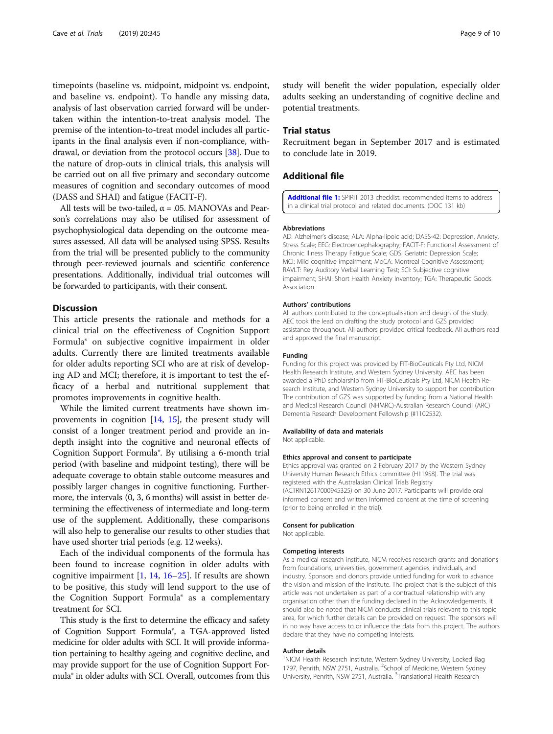timepoints (baseline vs. midpoint, midpoint vs. endpoint, and baseline vs. endpoint). To handle any missing data, analysis of last observation carried forward will be undertaken within the intention-to-treat analysis model. The premise of the intention-to-treat model includes all participants in the final analysis even if non-compliance, withdrawal, or deviation from the protocol occurs [38]. Due to the nature of drop-outs in clinical trials, this analysis will be carried out on all five primary and secondary outcome measures of cognition and secondary outcomes of mood (DASS and SHAI) and fatigue (FACIT-F).

All tests will be two-tailed, $\alpha = .05$. MANOVAs and Pearson's correlations may also be utilised for assessment of psychophysiological data depending on the outcome measures assessed. All data will be analysed using SPSS. Results from the trial will be presented publicly to the community through peer-reviewed journals and scientific conference presentations. Additionally, individual trial outcomes will be forwarded to participants, with their consent.

## Discussion

This article presents the rationale and methods for a clinical trial on the effectiveness of Cognition Support Formula® on subjective cognitive impairment in older adults. Currently there are limited treatments available for older adults reporting SCI who are at risk of developing AD and MCI; therefore, it is important to test the efficacy of a herbal and nutritional supplement that promotes improvements in cognitive health.

While the limited current treatments have shown improvements in cognition [14, 15], the present study will consist of a longer treatment period and provide an in-depth insight into the cognitive and neuronal effects of Cognition Support Formula®. By utilising a 6-month trial period (with baseline and midpoint testing), there will be adequate coverage to obtain stable outcome measures and possibly larger changes in cognitive functioning. Furthermore, the intervals (0, 3, 6 months) will assist in better determining the effectiveness of intermediate and long-term use of the supplement. Additionally, these comparisons will also help to generalise our results to other studies that have used shorter trial periods (e.g. 12 weeks).

Each of the individual components of the formula has been found to increase cognition in older adults with cognitive impairment [1, 14, 16–25]. If results are shown to be positive, this study will lend support to the use of the Cognition Support Formula® as a complementary treatment for SCI.

This study is the first to determine the efficacy and safety of Cognition Support Formula®, a TGA-approved listed medicine for older adults with SCI. It will provide information pertaining to healthy ageing and cognitive decline, and may provide support for the use of Cognition Support Formula® in older adults with SCI. Overall, outcomes from this study will benefit the wider population, especially older adults seeking an understanding of cognitive decline and potential treatments.

## Trial status

Recruitment began in September 2017 and is estimated to conclude late in 2019.

## Additional file

**Additional file 1:** SPIRIT 2013 checklist: recommended items to address in a clinical trial protocol and related documents. (DOC 131 kb)

#### Abbreviations

AD: Alzheimer's disease; ALA: Alpha-lipoic acid; DASS-42: Depression, Anxiety, Stress Scale; EEG: Electroencephalography; FACIT-F: Functional Assessment of Chronic Illness Therapy Fatigue Scale; GDS: Geriatric Depression Scale; MCI: Mild cognitive impairment; MoCA: Montreal Cognitive Assessment; RAVLT: Rey Auditory Verbal Learning Test; SCI: Subjective cognitive impairment; SHAI: Short Health Anxiety Inventory; TGA: Therapeutic Goods Association

#### Authors' contributions

All authors contributed to the conceptualisation and design of the study. AEC took the lead on drafting the study protocol and GZS provided assistance throughout. All authors provided critical feedback. All authors read and approved the final manuscript.

#### Funding

Funding for this project was provided by FIT-BioCeuticals Pty Ltd, NICM Health Research Institute, and Western Sydney University. AEC has been awarded a PhD scholarship from FIT-BioCeuticals Pty Ltd, NICM Health Research Institute, and Western Sydney University to support her contribution. The contribution of GZS was supported by funding from a National Health and Medical Research Council (NHMRC)-Australian Research Council (ARC) Dementia Research Development Fellowship (#1102532).

#### Availability of data and materials

Not applicable.

#### Ethics approval and consent to participate

Ethics approval was granted on 2 February 2017 by the Western Sydney University Human Research Ethics committee (H11958). The trial was registered with the Australasian Clinical Trials Registry (ACTRN12617000945325) on 30 June 2017. Participants will provide oral informed consent and written informed consent at the time of screening (prior to being enrolled in the trial).

#### Consent for publication

Not applicable.

#### Competing interests

As a medical research institute, NICM receives research grants and donations from foundations, universities, government agencies, individuals, and industry. Sponsors and donors provide untied funding for work to advance the vision and mission of the Institute. The project that is the subject of this article was not undertaken as part of a contractual relationship with any organisation other than the funding declared in the Acknowledgements. It should also be noted that NICM conducts clinical trials relevant to this topic area, for which further details can be provided on request. The sponsors will in no way have access to or influence the data from this project. The authors declare that they have no competing interests.

#### Author details

[1]NICM Health Research Institute, Western Sydney University, Locked Bag 1797, Penrith, NSW 2751, Australia. [2]School of Medicine, Western Sydney University, Penrith, NSW 2751, Australia. [3]Translational Health Research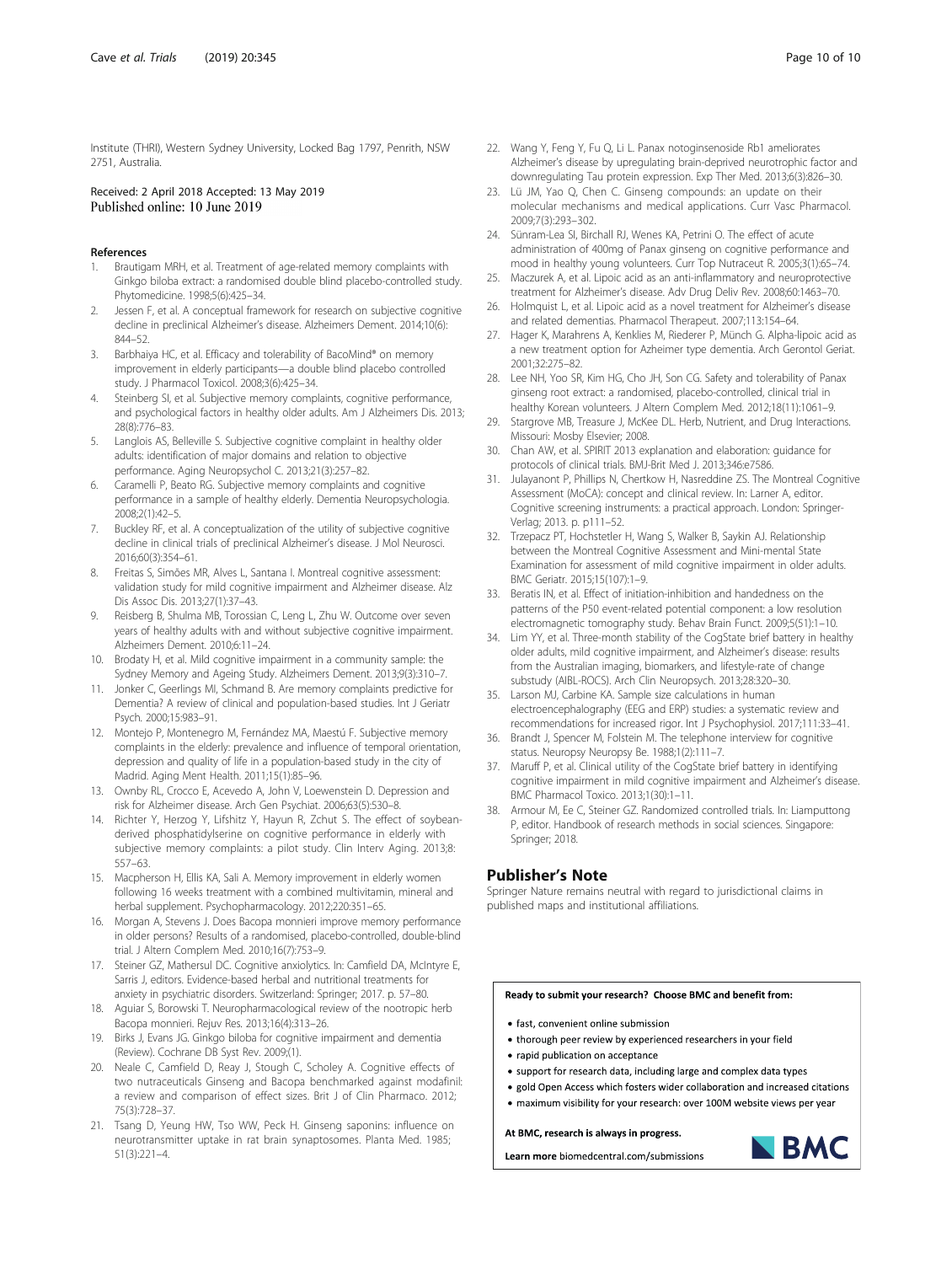Institute (THRI), Western Sydney University, Locked Bag 1797, Penrith, NSW 2751, Australia.

Received: 2 April 2018 Accepted: 13 May 2019
Published online: 10 June 2019

## References

1. Brautigam MRH, et al. Treatment of age-related memory complaints with Ginkgo biloba extract: a randomised double blind placebo-controlled study. Phytomedicine. 1998;5(6):425–34.
2. Jessen F, et al. A conceptual framework for research on subjective cognitive decline in preclinical Alzheimer's disease. Alzheimers Dement. 2014;10(6): 844–52.
3. Barbhaiya HC, et al. Efficacy and tolerability of BacoMind® on memory improvement in elderly participants—a double blind placebo controlled study. J Pharmacol Toxicol. 2008;3(6):425–34.
4. Steinberg SI, et al. Subjective memory complaints, cognitive performance, and psychological factors in healthy older adults. Am J Alzheimers Dis. 2013; 28(8):776–83.
5. Langlois AS, Belleville S. Subjective cognitive complaint in healthy older adults: identification of major domains and relation to objective performance. Aging Neuropsychol C. 2013;21(3):257–82.
6. Caramelli P, Beato RG. Subjective memory complaints and cognitive performance in a sample of healthy elderly. Dementia Neuropsychologia. 2008;2(1):42–5.
7. Buckley RF, et al. A conceptualization of the utility of subjective cognitive decline in clinical trials of preclinical Alzheimer's disease. J Mol Neurosci. 2016;60(3):354–61.
8. Freitas S, Simões MR, Alves L, Santana I. Montreal cognitive assessment: validation study for mild cognitive impairment and Alzheimer disease. Alz Dis Assoc Dis. 2013;27(1):37–43.
9. Reisberg B, Shulma MB, Torossian C, Leng L, Zhu W. Outcome over seven years of healthy adults with and without subjective cognitive impairment. Alzheimers Dement. 2010;6:11–24.
10. Brodaty H, et al. Mild cognitive impairment in a community sample: the Sydney Memory and Ageing Study. Alzheimers Dement. 2013;9(3):310–7.
11. Jonker C, Geerlings MI, Schmand B. Are memory complaints predictive for Dementia? A review of clinical and population-based studies. Int J Geriatr Psych. 2000;15:983–91.
12. Montejo P, Montenegro M, Fernández MA, Maestú F. Subjective memory complaints in the elderly: prevalence and influence of temporal orientation, depression and quality of life in a population-based study in the city of Madrid. Aging Ment Health. 2011;15(1):85–96.
13. Ownby RL, Crocco E, Acevedo A, John V, Loewenstein D. Depression and risk for Alzheimer disease. Arch Gen Psychiat. 2006;63(5):530–8.
14. Richter Y, Herzog Y, Lifshitz Y, Hayun R, Zchut S. The effect of soybean-derived phosphatidylserine on cognitive performance in elderly with subjective memory complaints: a pilot study. Clin Interv Aging. 2013;8: 557–63.
15. Macpherson H, Ellis KA, Sali A. Memory improvement in elderly women following 16 weeks treatment with a combined multivitamin, mineral and herbal supplement. Psychopharmacology. 2012;220:351–65.
16. Morgan A, Stevens J. Does Bacopa monnieri improve memory performance in older persons? Results of a randomised, placebo-controlled, double-blind trial. J Altern Complem Med. 2010;16(7):753–9.
17. Steiner GZ, Mathersul DC. Cognitive anxiolytics. In: Camfield DA, McIntyre E, Sarris J, editors. Evidence-based herbal and nutritional treatments for anxiety in psychiatric disorders. Switzerland: Springer; 2017. p. 57–80.
18. Aguiar S, Borowski T. Neuropharmacological review of the nootropic herb Bacopa monnieri. Rejuv Res. 2013;16(4):313–26.
19. Birks J, Evans JG. Ginkgo biloba for cognitive impairment and dementia (Review). Cochrane DB Syst Rev. 2009;(1).
20. Neale C, Camfield D, Reay J, Stough C, Scholey A. Cognitive effects of two nutraceuticals Ginseng and Bacopa benchmarked against modafinil: a review and comparison of effect sizes. Brit J of Clin Pharmaco. 2012; 75(3):728–37.
21. Tsang D, Yeung HW, Tso WW, Peck H. Ginseng saponins: influence on neurotransmitter uptake in rat brain synaptosomes. Planta Med. 1985; 51(3):221–4.
22. Wang Y, Feng Y, Fu Q, Li L. Panax notoginsenoside Rb1 ameliorates Alzheimer's disease by upregulating brain-deprived neurotrophic factor and downregulating Tau protein expression. Exp Ther Med. 2013;6(3):826–30.
23. Lü JM, Yao Q, Chen C. Ginseng compounds: an update on their molecular mechanisms and medical applications. Curr Vasc Pharmacol. 2009;7(3):293–302.
24. Sünram-Lea SI, Birchall RJ, Wenes KA, Petrini O. The effect of acute administration of 400mg of Panax ginseng on cognitive performance and mood in healthy young volunteers. Curr Top Nutraceut R. 2005;3(1):65–74.
25. Maczurek A, et al. Lipoic acid as an anti-inflammatory and neuroprotective treatment for Alzheimer's disease. Adv Drug Deliv Rev. 2008;60:1463–70.
26. Holmquist L, et al. Lipoic acid as a novel treatment for Alzheimer's disease and related dementias. Pharmacol Therapeut. 2007;113:154–64.
27. Hager K, Marahrens A, Kenklies M, Riederer P, Münch G. Alpha-lipoic acid as a new treatment option for Azheimer type dementia. Arch Gerontol Geriat. 2001;32:275–82.
28. Lee NH, Yoo SR, Kim HG, Cho JH, Son CG. Safety and tolerability of Panax ginseng root extract: a randomised, placebo-controlled, clinical trial in healthy Korean volunteers. J Altern Complem Med. 2012;18(11):1061–9.
29. Stargrove MB, Treasure J, McKee DL. Herb, Nutrient, and Drug Interactions. Missouri: Mosby Elsevier; 2008.
30. Chan AW, et al. SPIRIT 2013 explanation and elaboration: guidance for protocols of clinical trials. BMJ-Brit Med J. 2013;346:e7586.
31. Julayanont P, Phillips N, Chertkow H, Nasreddine ZS. The Montreal Cognitive Assessment (MoCA): concept and clinical review. In: Larner A, editor. Cognitive screening instruments: a practical approach. London: Springer-Verlag; 2013. p. p111–52.
32. Trzepacz PT, Hochstetler H, Wang S, Walker B, Saykin AJ. Relationship between the Montreal Cognitive Assessment and Mini-mental State Examination for assessment of mild cognitive impairment in older adults. BMC Geriatr. 2015;15(107):1–9.
33. Beratis IN, et al. Effect of initiation-inhibition and handedness on the patterns of the P50 event-related potential component: a low resolution electromagnetic tomography study. Behav Brain Funct. 2009;5(51):1–10.
34. Lim YY, et al. Three-month stability of the CogState brief battery in healthy older adults, mild cognitive impairment, and Alzheimer's disease: results from the Australian imaging, biomarkers, and lifestyle-rate of change substudy (AIBL-ROCS). Arch Clin Neuropsych. 2013;28:320–30.
35. Larson MJ, Carbine KA. Sample size calculations in human electroencephalography (EEG and ERP) studies: a systematic review and recommendations for increased rigor. Int J Psychophysiol. 2017;111:33–41.
36. Brandt J, Spencer M, Folstein M. The telephone interview for cognitive status. Neuropsy Neuropsy Be. 1988;1(2):111–7.
37. Maruff P, et al. Clinical utility of the CogState brief battery in identifying cognitive impairment in mild cognitive impairment and Alzheimer's disease. BMC Pharmacol Toxico. 2013;1(30):1–11.
38. Armour M, Ee C, Steiner GZ. Randomized controlled trials. In: Liamputtong P, editor. Handbook of research methods in social sciences. Singapore: Springer; 2018.

## Publisher's Note

Springer Nature remains neutral with regard to jurisdictional claims in published maps and institutional affiliations.